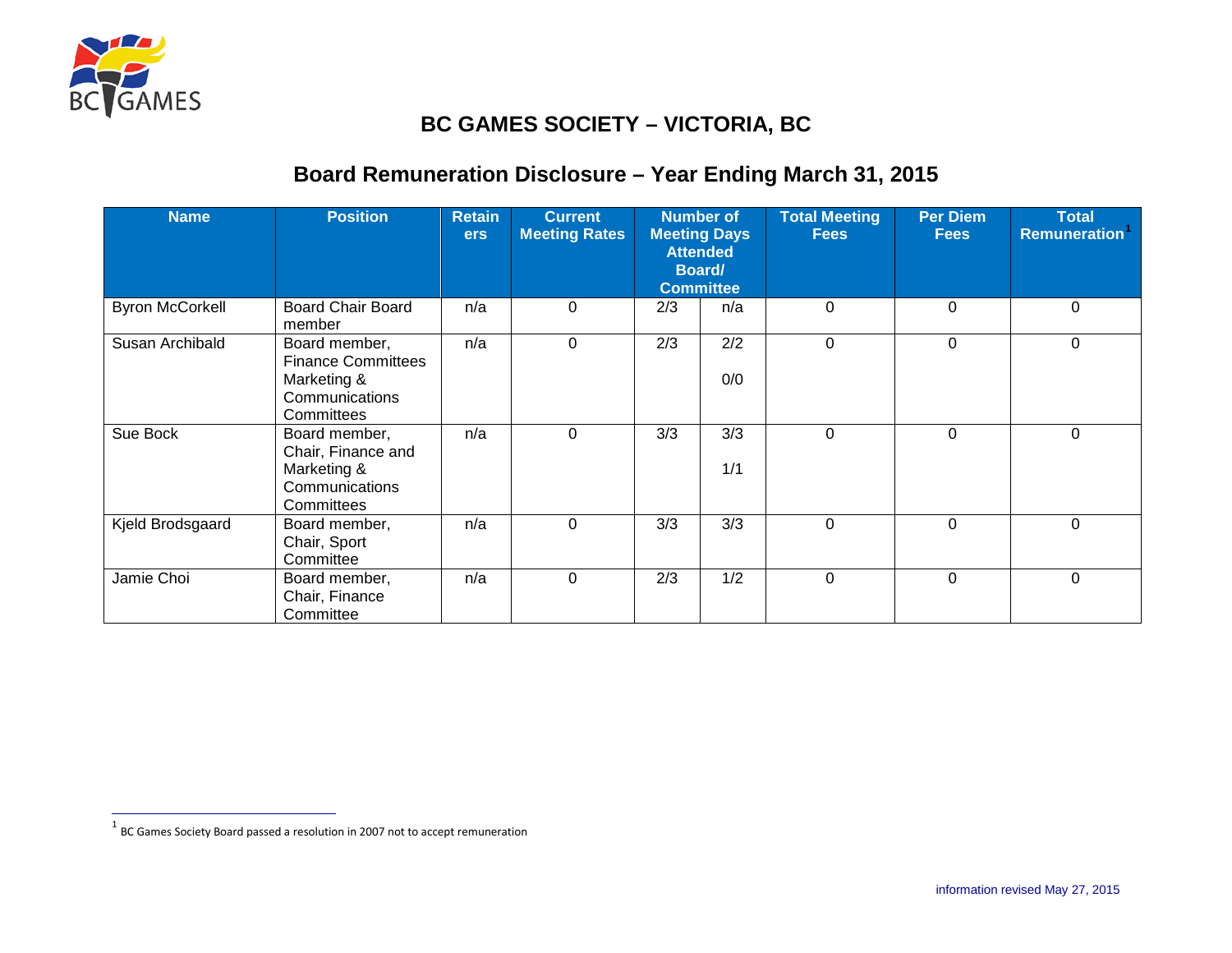# BC GAMES SOCIETY – VICTORIA, BC

## Board Remuneration Disclosure – Year Ending March 31, 2015

| Name | Position | Retainers | Current Meeting Rates | Number of Meeting Days Attended Board/ Committee | | Total Meeting Fees | Per Diem Fees | Total Remuneration[1] |
|---|---|---|---|---|---|---|---|---|
| Byron McCorkell | Board Chair Board member | n/a | 0 | 2/3 | n/a | 0 | 0 | 0 |
| Susan Archibald | Board member, Finance Committees Marketing & Communications Committees | n/a | 0 | 2/3 | 2/2<br>0/0 | 0 | 0 | 0 |
| Sue Bock | Board member, Chair, Finance and Marketing & Communications Committees | n/a | 0 | 3/3 | 3/3<br>1/1 | 0 | 0 | 0 |
| Kjeld Brodsgaard | Board member, Chair, Sport Committee | n/a | 0 | 3/3 | 3/3 | 0 | 0 | 0 |
| Jamie Choi | Board member, Chair, Finance Committee | n/a | 0 | 2/3 | 1/2 | 0 | 0 | 0 |

[1] BC Games Society Board passed a resolution in 2007 not to accept remuneration

information revised May 27, 2015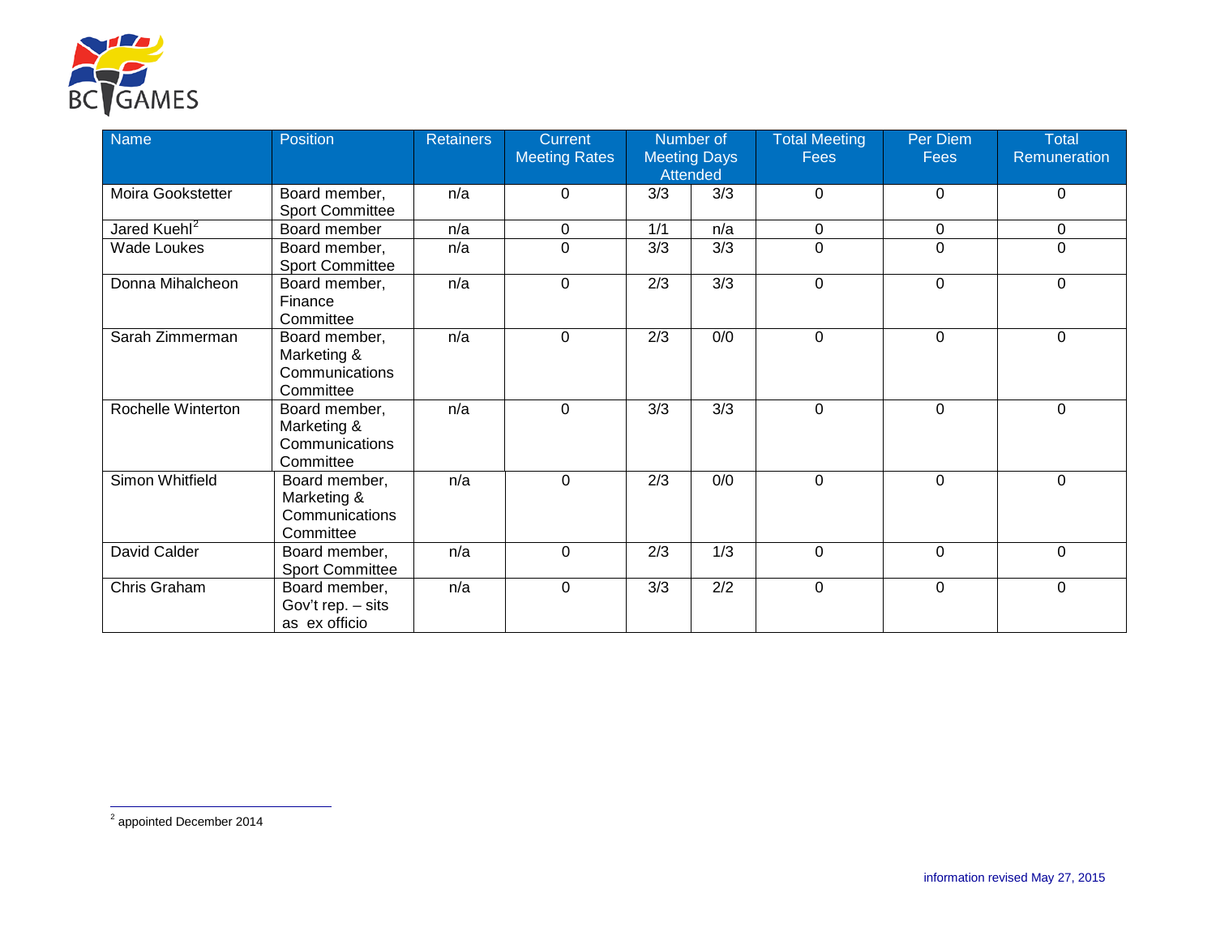| Name | Position | Retainers | Current Meeting Rates | Number of Meeting Days Attended | | Total Meeting Fees | Per Diem Fees | Total Remuneration |
|---|---|---|---|---|---|---|---|---|
| Moira Gookstetter | Board member, Sport Committee | n/a | 0 | 3/3 | 3/3 | 0 | 0 | 0 |
| Jared Kuehl[2] | Board member | n/a | 0 | 1/1 | n/a | 0 | 0 | 0 |
| Wade Loukes | Board member, Sport Committee | n/a | 0 | 3/3 | 3/3 | 0 | 0 | 0 |
| Donna Mihalcheon | Board member, Finance Committee | n/a | 0 | 2/3 | 3/3 | 0 | 0 | 0 |
| Sarah Zimmerman | Board member, Marketing & Communications Committee | n/a | 0 | 2/3 | 0/0 | 0 | 0 | 0 |
| Rochelle Winterton | Board member, Marketing & Communications Committee | n/a | 0 | 3/3 | 3/3 | 0 | 0 | 0 |
| Simon Whitfield | Board member, Marketing & Communications Committee | n/a | 0 | 2/3 | 0/0 | 0 | 0 | 0 |
| David Calder | Board member, Sport Committee | n/a | 0 | 2/3 | 1/3 | 0 | 0 | 0 |
| Chris Graham | Board member, Gov't rep. – sits as ex officio | n/a | 0 | 3/3 | 2/2 | 0 | 0 | 0 |

[2] appointed December 2014

information revised May 27, 2015